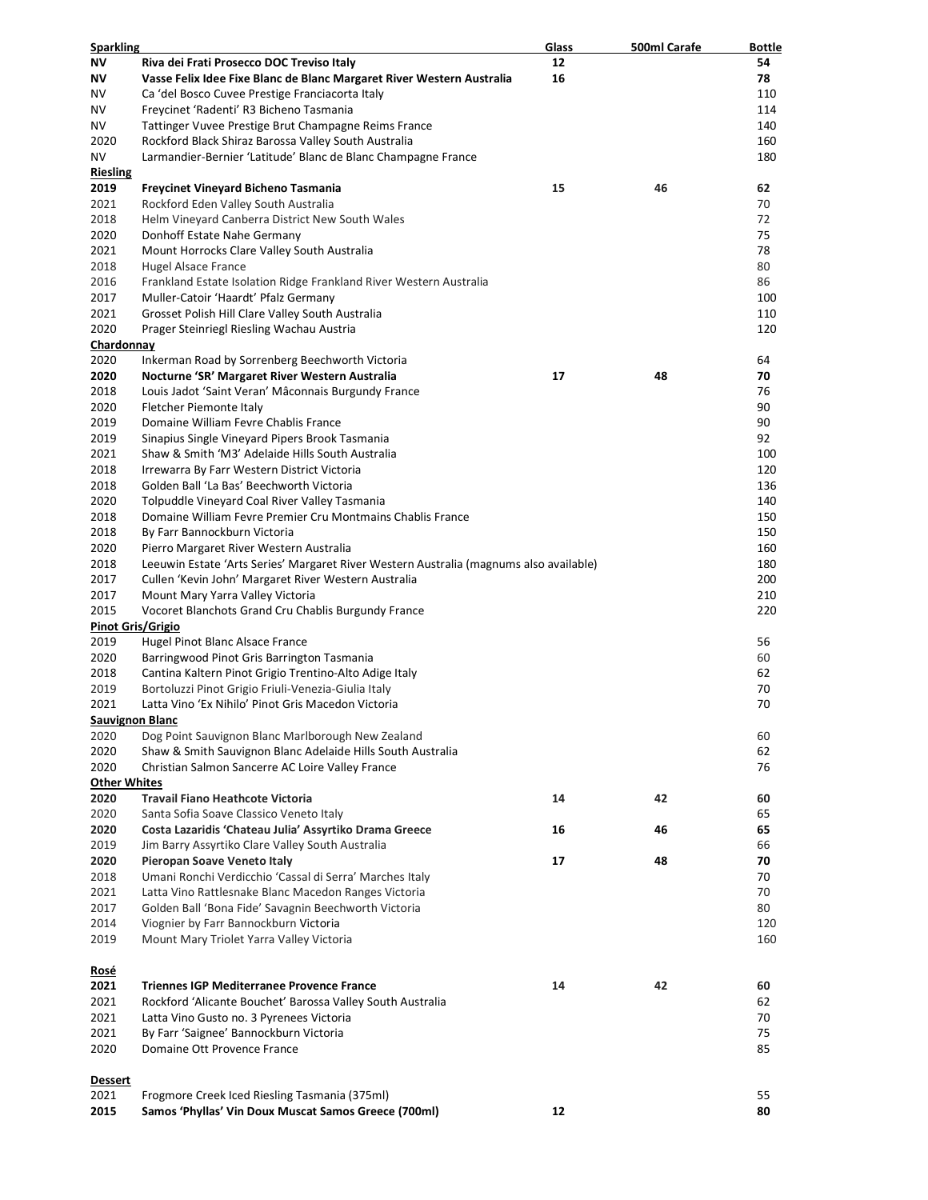| Sparkling | | Glass | 500ml Carafe | Bottle |
|---|---|---|---|---|
| **NV** | **Riva dei Frati Prosecco DOC Treviso Italy** | **12** | | **54** |
| **NV** | **Vasse Felix Idee Fixe Blanc de Blanc Margaret River Western Australia** | **16** | | **78** |
| NV | Ca 'del Bosco Cuvee Prestige Franciacorta Italy | | | 110 |
| NV | Freycinet 'Radenti' R3 Bicheno Tasmania | | | 114 |
| NV | Tattinger Vuvee Prestige Brut Champagne Reims France | | | 140 |
| 2020 | Rockford Black Shiraz Barossa Valley South Australia | | | 160 |
| NV | Larmandier-Bernier 'Latitude' Blanc de Blanc Champagne France | | | 180 |
| **Riesling** | | | | |
| **2019** | **Freycinet Vineyard Bicheno Tasmania** | **15** | **46** | **62** |
| 2021 | Rockford Eden Valley South Australia | | | 70 |
| 2018 | Helm Vineyard Canberra District New South Wales | | | 72 |
| 2020 | Donhoff Estate Nahe Germany | | | 75 |
| 2021 | Mount Horrocks Clare Valley South Australia | | | 78 |
| 2018 | Hugel Alsace France | | | 80 |
| 2016 | Frankland Estate Isolation Ridge Frankland River Western Australia | | | 86 |
| 2017 | Muller-Catoir 'Haardt' Pfalz Germany | | | 100 |
| 2021 | Grosset Polish Hill Clare Valley South Australia | | | 110 |
| 2020 | Prager Steinriegl Riesling Wachau Austria | | | 120 |
| **Chardonnay** | | | | |
| 2020 | Inkerman Road by Sorrenberg Beechworth Victoria | | | 64 |
| **2020** | **Nocturne 'SR' Margaret River Western Australia** | **17** | **48** | **70** |
| 2018 | Louis Jadot 'Saint Veran' Mâconnais Burgundy France | | | 76 |
| 2020 | Fletcher Piemonte Italy | | | 90 |
| 2019 | Domaine William Fevre Chablis France | | | 90 |
| 2019 | Sinapius Single Vineyard Pipers Brook Tasmania | | | 92 |
| 2021 | Shaw & Smith 'M3' Adelaide Hills South Australia | | | 100 |
| 2018 | Irrewarra By Farr Western District Victoria | | | 120 |
| 2018 | Golden Ball 'La Bas' Beechworth Victoria | | | 136 |
| 2020 | Tolpuddle Vineyard Coal River Valley Tasmania | | | 140 |
| 2018 | Domaine William Fevre Premier Cru Montmains Chablis France | | | 150 |
| 2018 | By Farr Bannockburn Victoria | | | 150 |
| 2020 | Pierro Margaret River Western Australia | | | 160 |
| 2018 | Leeuwin Estate 'Arts Series' Margaret River Western Australia (magnums also available) | | | 180 |
| 2017 | Cullen 'Kevin John' Margaret River Western Australia | | | 200 |
| 2017 | Mount Mary Yarra Valley Victoria | | | 210 |
| 2015 | Vocoret Blanchots Grand Cru Chablis Burgundy France | | | 220 |
| **Pinot Gris/Grigio** | | | | |
| 2019 | Hugel Pinot Blanc Alsace France | | | 56 |
| 2020 | Barringwood Pinot Gris Barrington Tasmania | | | 60 |
| 2018 | Cantina Kaltern Pinot Grigio Trentino-Alto Adige Italy | | | 62 |
| 2019 | Bortoluzzi Pinot Grigio Friuli-Venezia-Giulia Italy | | | 70 |
| 2021 | Latta Vino 'Ex Nihilo' Pinot Gris Macedon Victoria | | | 70 |
| **Sauvignon Blanc** | | | | |
| 2020 | Dog Point Sauvignon Blanc Marlborough New Zealand | | | 60 |
| 2020 | Shaw & Smith Sauvignon Blanc Adelaide Hills South Australia | | | 62 |
| 2020 | Christian Salmon Sancerre AC Loire Valley France | | | 76 |
| **Other Whites** | | | | |
| **2020** | **Travail Fiano Heathcote Victoria** | **14** | **42** | **60** |
| 2020 | Santa Sofia Soave Classico Veneto Italy | | | 65 |
| **2020** | **Costa Lazaridis 'Chateau Julia' Assyrtiko Drama Greece** | **16** | **46** | **65** |
| 2019 | Jim Barry Assyrtiko Clare Valley South Australia | | | 66 |
| **2020** | **Pieropan Soave Veneto Italy** | **17** | **48** | **70** |
| 2018 | Umani Ronchi Verdicchio 'Cassal di Serra' Marches Italy | | | 70 |
| 2021 | Latta Vino Rattlesnake Blanc Macedon Ranges Victoria | | | 70 |
| 2017 | Golden Ball 'Bona Fide' Savagnin Beechworth Victoria | | | 80 |
| 2014 | Viognier by Farr Bannockburn Victoria | | | 120 |
| 2019 | Mount Mary Triolet Yarra Valley Victoria | | | 160 |
| **Rosé** | | | | |
| **2021** | **Triennes IGP Mediterranee Provence France** | **14** | **42** | **60** |
| 2021 | Rockford 'Alicante Bouchet' Barossa Valley South Australia | | | 62 |
| 2021 | Latta Vino Gusto no. 3 Pyrenees Victoria | | | 70 |
| 2021 | By Farr 'Saignee' Bannockburn Victoria | | | 75 |
| 2020 | Domaine Ott Provence France | | | 85 |
| **Dessert** | | | | |
| 2021 | Frogmore Creek Iced Riesling Tasmania (375ml) | | | 55 |
| **2015** | **Samos 'Phyllas' Vin Doux Muscat Samos Greece (700ml)** | **12** | | **80** |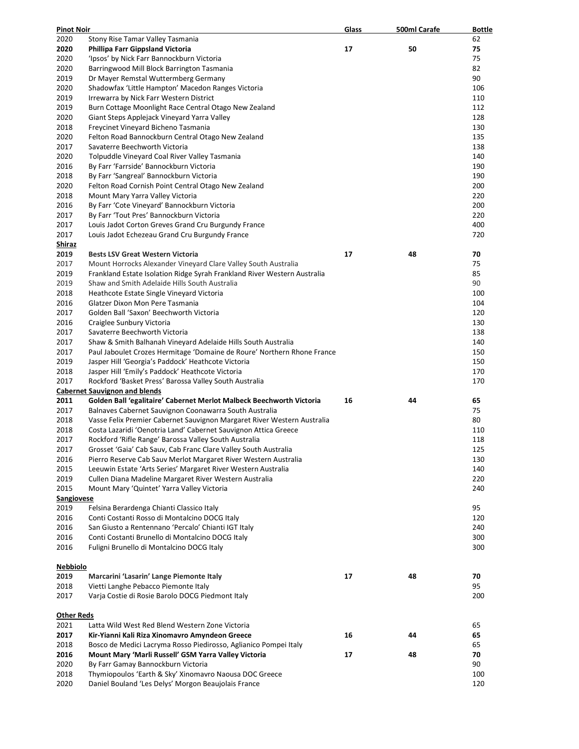| Pinot Noir | | Glass | 500ml Carafe | Bottle |
|---|---|---|---|---|
| 2020 | Stony Rise Tamar Valley Tasmania | | | 62 |
| **2020** | **Phillipa Farr Gippsland Victoria** | **17** | **50** | **75** |
| 2020 | 'Ipsos' by Nick Farr Bannockburn Victoria | | | 75 |
| 2020 | Barringwood Mill Block Barrington Tasmania | | | 82 |
| 2019 | Dr Mayer Remstal Wuttermberg Germany | | | 90 |
| 2020 | Shadowfax 'Little Hampton' Macedon Ranges Victoria | | | 106 |
| 2019 | Irrewarra by Nick Farr Western District | | | 110 |
| 2019 | Burn Cottage Moonlight Race Central Otago New Zealand | | | 112 |
| 2020 | Giant Steps Applejack Vineyard Yarra Valley | | | 128 |
| 2018 | Freycinet Vineyard Bicheno Tasmania | | | 130 |
| 2020 | Felton Road Bannockburn Central Otago New Zealand | | | 135 |
| 2017 | Savaterre Beechworth Victoria | | | 138 |
| 2020 | Tolpuddle Vineyard Coal River Valley Tasmania | | | 140 |
| 2016 | By Farr 'Farrside' Bannockburn Victoria | | | 190 |
| 2018 | By Farr 'Sangreal' Bannockburn Victoria | | | 190 |
| 2020 | Felton Road Cornish Point Central Otago New Zealand | | | 200 |
| 2018 | Mount Mary Yarra Valley Victoria | | | 220 |
| 2016 | By Farr 'Cote Vineyard' Bannockburn Victoria | | | 200 |
| 2017 | By Farr 'Tout Pres' Bannockburn Victoria | | | 220 |
| 2017 | Louis Jadot Corton Greves Grand Cru Burgundy France | | | 400 |
| 2017 | Louis Jadot Echezeau Grand Cru Burgundy France | | | 720 |
| **Shiraz** | | | | |
| **2019** | **Bests LSV Great Western Victoria** | **17** | **48** | **70** |
| 2017 | Mount Horrocks Alexander Vineyard Clare Valley South Australia | | | 75 |
| 2019 | Frankland Estate Isolation Ridge Syrah Frankland River Western Australia | | | 85 |
| 2019 | Shaw and Smith Adelaide Hills South Australia | | | 90 |
| 2018 | Heathcote Estate Single Vineyard Victoria | | | 100 |
| 2016 | Glatzer Dixon Mon Pere Tasmania | | | 104 |
| 2017 | Golden Ball 'Saxon' Beechworth Victoria | | | 120 |
| 2016 | Craiglee Sunbury Victoria | | | 130 |
| 2017 | Savaterre Beechworth Victoria | | | 138 |
| 2017 | Shaw & Smith Balhanah Vineyard Adelaide Hills South Australia | | | 140 |
| 2017 | Paul Jaboulet Crozes Hermitage 'Domaine de Roure' Northern Rhone France | | | 150 |
| 2019 | Jasper Hill 'Georgia's Paddock' Heathcote Victoria | | | 150 |
| 2018 | Jasper Hill 'Emily's Paddock' Heathcote Victoria | | | 170 |
| 2017 | Rockford 'Basket Press' Barossa Valley South Australia | | | 170 |
| **Cabernet Sauvignon and blends** | | | | |
| **2011** | **Golden Ball 'egalitaire' Cabernet Merlot Malbeck Beechworth Victoria** | **16** | **44** | **65** |
| 2017 | Balnaves Cabernet Sauvignon Coonawarra South Australia | | | 75 |
| 2018 | Vasse Felix Premier Cabernet Sauvignon Margaret River Western Australia | | | 80 |
| 2018 | Costa Lazaridi 'Oenotria Land' Cabernet Sauvignon Attica Greece | | | 110 |
| 2017 | Rockford 'Rifle Range' Barossa Valley South Australia | | | 118 |
| 2017 | Grosset 'Gaia' Cab Sauv, Cab Franc Clare Valley South Australia | | | 125 |
| 2016 | Pierro Reserve Cab Sauv Merlot Margaret River Western Australia | | | 130 |
| 2015 | Leeuwin Estate 'Arts Series' Margaret River Western Australia | | | 140 |
| 2019 | Cullen Diana Madeline Margaret River Western Australia | | | 220 |
| 2015 | Mount Mary 'Quintet' Yarra Valley Victoria | | | 240 |
| **Sangiovese** | | | | |
| 2019 | Felsina Berardenga Chianti Classico Italy | | | 95 |
| 2016 | Conti Costanti Rosso di Montalcino DOCG Italy | | | 120 |
| 2016 | San Giusto a Rentennano 'Percalo' Chianti IGT Italy | | | 240 |
| 2016 | Conti Costanti Brunello di Montalcino DOCG Italy | | | 300 |
| 2016 | Fuligni Brunello di Montalcino DOCG Italy | | | 300 |
| **Nebbiolo** | | | | |
| **2019** | **Marcarini 'Lasarin' Lange Piemonte Italy** | **17** | **48** | **70** |
| 2018 | Vietti Langhe Pebacco Piemonte Italy | | | 95 |
| 2017 | Varja Costie di Rosie Barolo DOCG Piedmont Italy | | | 200 |
| **Other Reds** | | | | |
| 2021 | Latta Wild West Red Blend Western Zone Victoria | | | 65 |
| **2017** | **Kir-Yianni Kali Riza Xinomavro Amyndeon Greece** | **16** | **44** | **65** |
| 2018 | Bosco de Medici Lacryma Rosso Piedirosso, Aglianico Pompei Italy | | | 65 |
| **2016** | **Mount Mary 'Marli Russell' GSM Yarra Valley Victoria** | **17** | **48** | **70** |
| 2020 | By Farr Gamay Bannockburn Victoria | | | 90 |
| 2018 | Thymiopoulos 'Earth & Sky' Xinomavro Naousa DOC Greece | | | 100 |
| 2020 | Daniel Bouland 'Les Delys' Morgon Beaujolais France | | | 120 |